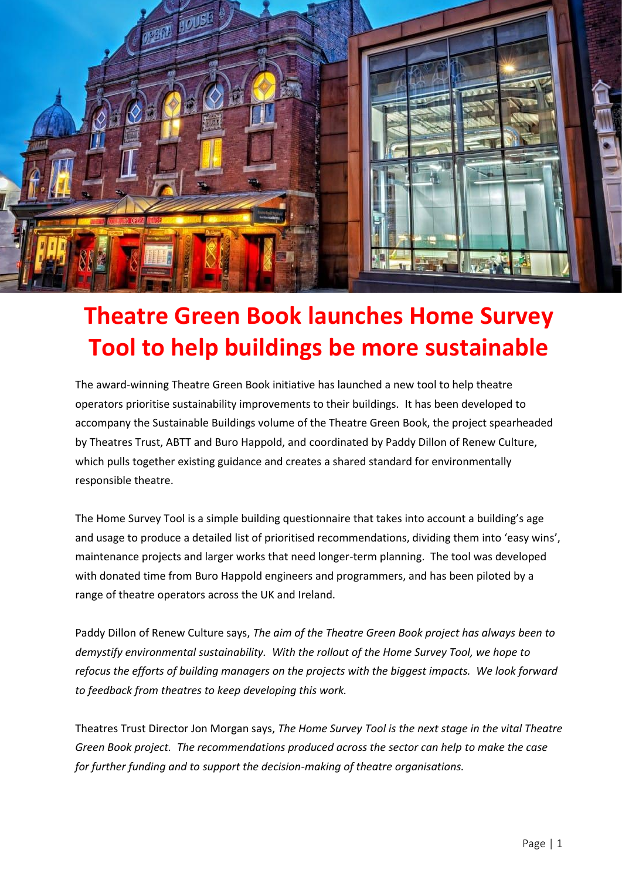# Theatre Green Book launches Home Survey Tool to help buildings be more sustainable

The award-winning Theatre Green Book initiative has launched a new tool to help theatre operators prioritise sustainability improvements to their buildings. It has been developed to accompany the Sustainable Buildings volume of the Theatre Green Book, the project spearheaded by Theatres Trust, ABTT and Buro Happold, and coordinated by Paddy Dillon of Renew Culture, which pulls together existing guidance and creates a shared standard for environmentally responsible theatre.

The Home Survey Tool is a simple building questionnaire that takes into account a building's age and usage to produce a detailed list of prioritised recommendations, dividing them into 'easy wins', maintenance projects and larger works that need longer-term planning. The tool was developed with donated time from Buro Happold engineers and programmers, and has been piloted by a range of theatre operators across the UK and Ireland.

Paddy Dillon of Renew Culture says, *The aim of the Theatre Green Book project has always been to demystify environmental sustainability. With the rollout of the Home Survey Tool, we hope to refocus the efforts of building managers on the projects with the biggest impacts. We look forward to feedback from theatres to keep developing this work.*

Theatres Trust Director Jon Morgan says, *The Home Survey Tool is the next stage in the vital Theatre Green Book project. The recommendations produced across the sector can help to make the case for further funding and to support the decision-making of theatre organisations.*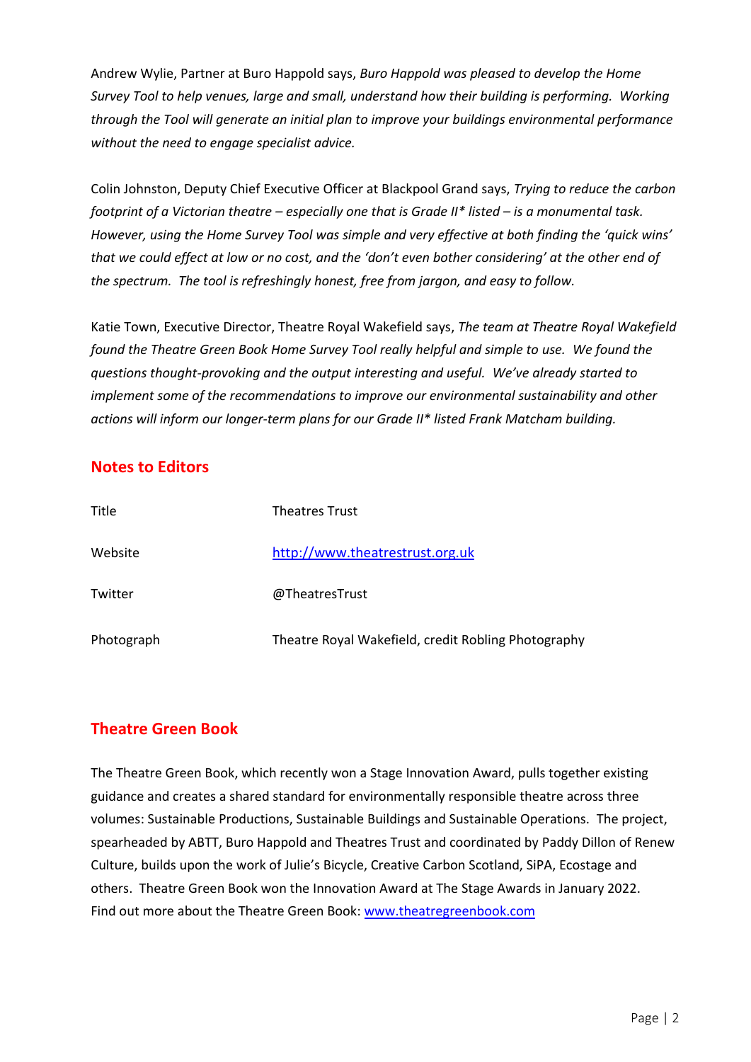Andrew Wylie, Partner at Buro Happold says, *Buro Happold was pleased to develop the Home Survey Tool to help venues, large and small, understand how their building is performing. Working through the Tool will generate an initial plan to improve your buildings environmental performance without the need to engage specialist advice.*

Colin Johnston, Deputy Chief Executive Officer at Blackpool Grand says, *Trying to reduce the carbon footprint of a Victorian theatre – especially one that is Grade II* listed – is a monumental task. However, using the Home Survey Tool was simple and very effective at both finding the 'quick wins' that we could effect at low or no cost, and the 'don't even bother considering' at the other end of the spectrum. The tool is refreshingly honest, free from jargon, and easy to follow.*

Katie Town, Executive Director, Theatre Royal Wakefield says, *The team at Theatre Royal Wakefield found the Theatre Green Book Home Survey Tool really helpful and simple to use. We found the questions thought-provoking and the output interesting and useful. We've already started to implement some of the recommendations to improve our environmental sustainability and other actions will inform our longer-term plans for our Grade II* listed Frank Matcham building.*

## Notes to Editors

| | |
|---|---|
| Title | Theatres Trust |
| Website | [http://www.theatrestrust.org.uk](http://www.theatrestrust.org.uk) |
| Twitter | @TheatresTrust |
| Photograph | Theatre Royal Wakefield, credit Robling Photography |

## Theatre Green Book

The Theatre Green Book, which recently won a Stage Innovation Award, pulls together existing guidance and creates a shared standard for environmentally responsible theatre across three volumes: Sustainable Productions, Sustainable Buildings and Sustainable Operations. The project, spearheaded by ABTT, Buro Happold and Theatres Trust and coordinated by Paddy Dillon of Renew Culture, builds upon the work of Julie's Bicycle, Creative Carbon Scotland, SiPA, Ecostage and others. Theatre Green Book won the Innovation Award at The Stage Awards in January 2022. Find out more about the Theatre Green Book: [www.theatregreenbook.com](www.theatregreenbook.com)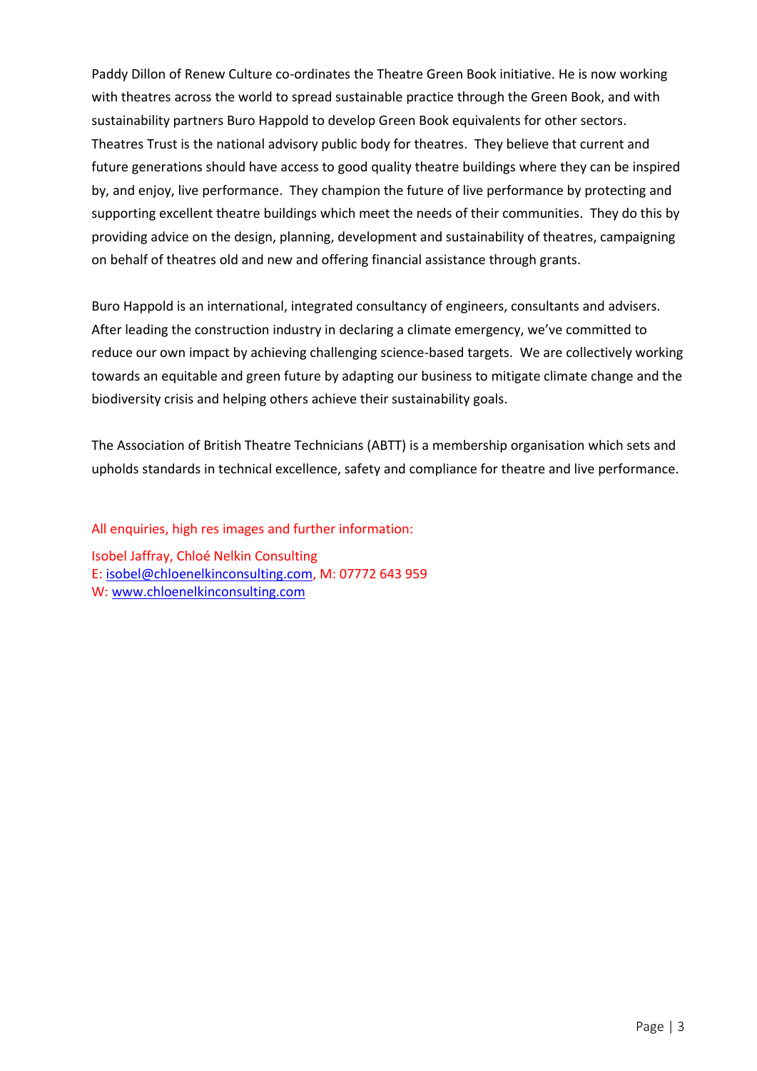Paddy Dillon of Renew Culture co-ordinates the Theatre Green Book initiative. He is now working with theatres across the world to spread sustainable practice through the Green Book, and with sustainability partners Buro Happold to develop Green Book equivalents for other sectors.
Theatres Trust is the national advisory public body for theatres. They believe that current and future generations should have access to good quality theatre buildings where they can be inspired by, and enjoy, live performance. They champion the future of live performance by protecting and supporting excellent theatre buildings which meet the needs of their communities. They do this by providing advice on the design, planning, development and sustainability of theatres, campaigning on behalf of theatres old and new and offering financial assistance through grants.

Buro Happold is an international, integrated consultancy of engineers, consultants and advisers. After leading the construction industry in declaring a climate emergency, we've committed to reduce our own impact by achieving challenging science-based targets. We are collectively working towards an equitable and green future by adapting our business to mitigate climate change and the biodiversity crisis and helping others achieve their sustainability goals.

The Association of British Theatre Technicians (ABTT) is a membership organisation which sets and upholds standards in technical excellence, safety and compliance for theatre and live performance.

All enquiries, high res images and further information:

Isobel Jaffray, Chloé Nelkin Consulting
E: isobel@chloenelkinconsulting.com, M: 07772 643 959
W: www.chloenelkinconsulting.com